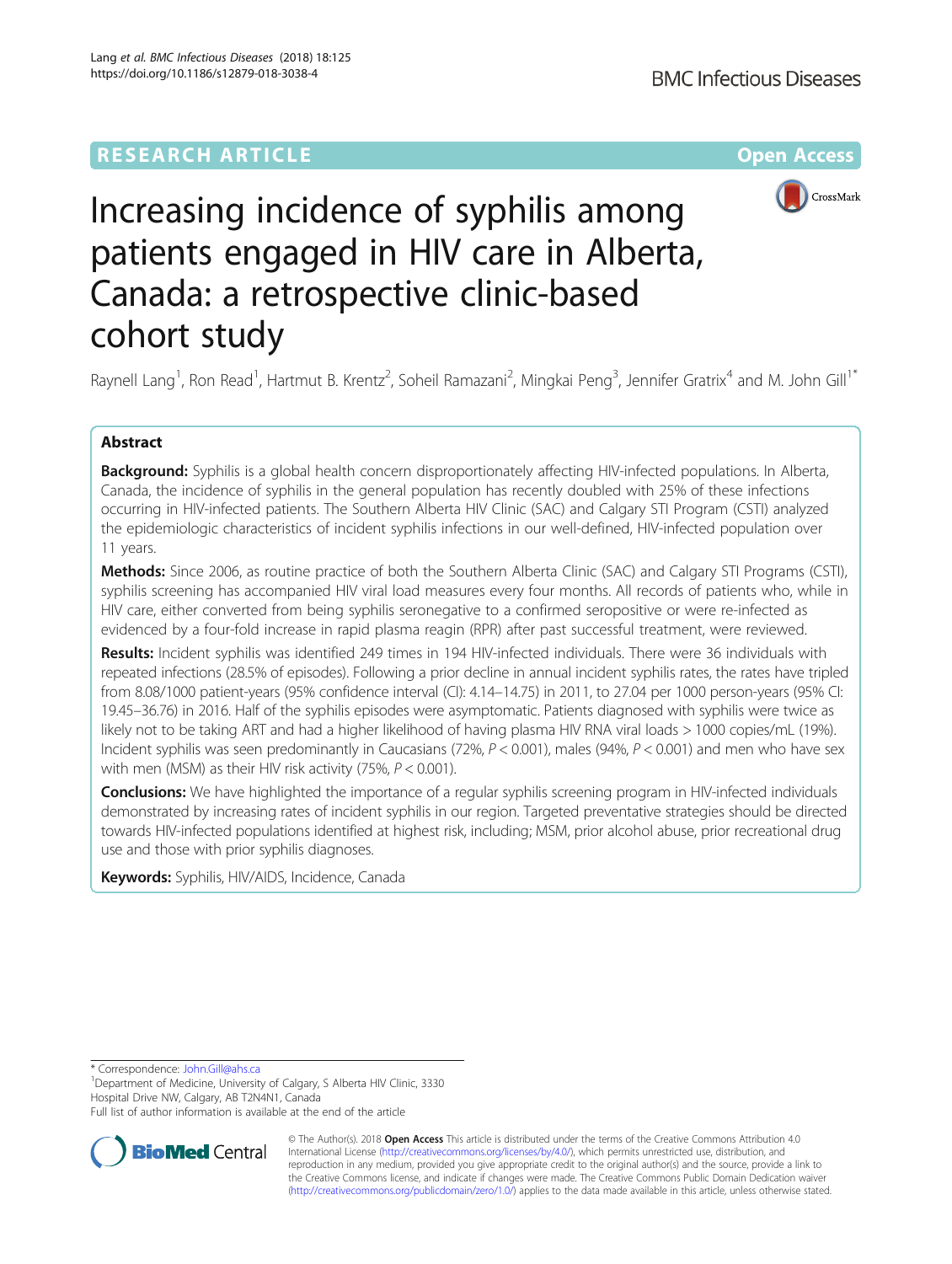RESEARCH ARTICLE

Open Access

# Increasing incidence of syphilis among patients engaged in HIV care in Alberta, Canada: a retrospective clinic-based cohort study

Raynell Lang[1], Ron Read[1], Hartmut B. Krentz[2], Soheil Ramazani[2], Mingkai Peng[3], Jennifer Gratrix[4] and M. John Gill[1*]

## Abstract

**Background:** Syphilis is a global health concern disproportionately affecting HIV-infected populations. In Alberta, Canada, the incidence of syphilis in the general population has recently doubled with 25% of these infections occurring in HIV-infected patients. The Southern Alberta HIV Clinic (SAC) and Calgary STI Program (CSTI) analyzed the epidemiologic characteristics of incident syphilis infections in our well-defined, HIV-infected population over 11 years.

**Methods:** Since 2006, as routine practice of both the Southern Alberta Clinic (SAC) and Calgary STI Programs (CSTI), syphilis screening has accompanied HIV viral load measures every four months. All records of patients who, while in HIV care, either converted from being syphilis seronegative to a confirmed seropositive or were re-infected as evidenced by a four-fold increase in rapid plasma reagin (RPR) after past successful treatment, were reviewed.

**Results:** Incident syphilis was identified 249 times in 194 HIV-infected individuals. There were 36 individuals with repeated infections (28.5% of episodes). Following a prior decline in annual incident syphilis rates, the rates have tripled from 8.08/1000 patient-years (95% confidence interval (CI): 4.14–14.75) in 2011, to 27.04 per 1000 person-years (95% CI: 19.45–36.76) in 2016. Half of the syphilis episodes were asymptomatic. Patients diagnosed with syphilis were twice as likely not to be taking ART and had a higher likelihood of having plasma HIV RNA viral loads > 1000 copies/mL (19%). Incident syphilis was seen predominantly in Caucasians (72%, $P < 0.001$), males (94%, $P < 0.001$) and men who have sex with men (MSM) as their HIV risk activity (75%, $P < 0.001$).

**Conclusions:** We have highlighted the importance of a regular syphilis screening program in HIV-infected individuals demonstrated by increasing rates of incident syphilis in our region. Targeted preventative strategies should be directed towards HIV-infected populations identified at highest risk, including; MSM, prior alcohol abuse, prior recreational drug use and those with prior syphilis diagnoses.

**Keywords:** Syphilis, HIV/AIDS, Incidence, Canada

---

* Correspondence: John.Gill@ahs.ca

[1]Department of Medicine, University of Calgary, S Alberta HIV Clinic, 3330 Hospital Drive NW, Calgary, AB T2N4N1, Canada

Full list of author information is available at the end of the article

© The Author(s). 2018 **Open Access** This article is distributed under the terms of the Creative Commons Attribution 4.0 International License (http://creativecommons.org/licenses/by/4.0/), which permits unrestricted use, distribution, and reproduction in any medium, provided you give appropriate credit to the original author(s) and the source, provide a link to the Creative Commons license, and indicate if changes were made. The Creative Commons Public Domain Dedication waiver (http://creativecommons.org/publicdomain/zero/1.0/) applies to the data made available in this article, unless otherwise stated.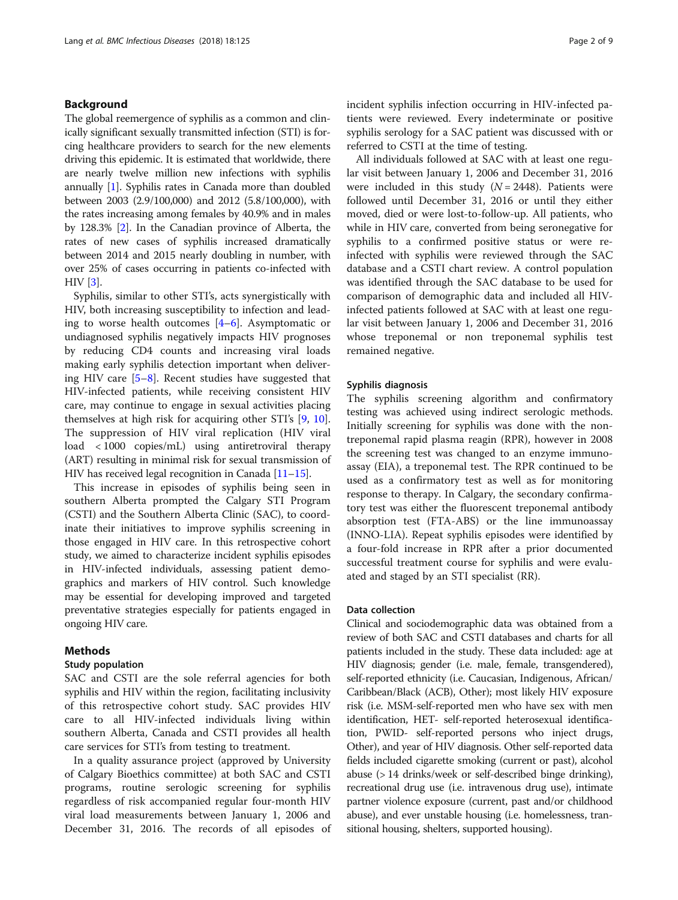## Background

The global reemergence of syphilis as a common and clinically significant sexually transmitted infection (STI) is forcing healthcare providers to search for the new elements driving this epidemic. It is estimated that worldwide, there are nearly twelve million new infections with syphilis annually [1]. Syphilis rates in Canada more than doubled between 2003 (2.9/100,000) and 2012 (5.8/100,000), with the rates increasing among females by 40.9% and in males by 128.3% [2]. In the Canadian province of Alberta, the rates of new cases of syphilis increased dramatically between 2014 and 2015 nearly doubling in number, with over 25% of cases occurring in patients co-infected with HIV [3].

Syphilis, similar to other STI's, acts synergistically with HIV, both increasing susceptibility to infection and leading to worse health outcomes [4–6]. Asymptomatic or undiagnosed syphilis negatively impacts HIV prognoses by reducing CD4 counts and increasing viral loads making early syphilis detection important when delivering HIV care [5–8]. Recent studies have suggested that HIV-infected patients, while receiving consistent HIV care, may continue to engage in sexual activities placing themselves at high risk for acquiring other STI's [9, 10]. The suppression of HIV viral replication (HIV viral load < 1000 copies/mL) using antiretroviral therapy (ART) resulting in minimal risk for sexual transmission of HIV has received legal recognition in Canada [11–15].

This increase in episodes of syphilis being seen in southern Alberta prompted the Calgary STI Program (CSTI) and the Southern Alberta Clinic (SAC), to coordinate their initiatives to improve syphilis screening in those engaged in HIV care. In this retrospective cohort study, we aimed to characterize incident syphilis episodes in HIV-infected individuals, assessing patient demographics and markers of HIV control. Such knowledge may be essential for developing improved and targeted preventative strategies especially for patients engaged in ongoing HIV care.

## Methods

### Study population

SAC and CSTI are the sole referral agencies for both syphilis and HIV within the region, facilitating inclusivity of this retrospective cohort study. SAC provides HIV care to all HIV-infected individuals living within southern Alberta, Canada and CSTI provides all health care services for STI's from testing to treatment.

In a quality assurance project (approved by University of Calgary Bioethics committee) at both SAC and CSTI programs, routine serologic screening for syphilis regardless of risk accompanied regular four-month HIV viral load measurements between January 1, 2006 and December 31, 2016. The records of all episodes of incident syphilis infection occurring in HIV-infected patients were reviewed. Every indeterminate or positive syphilis serology for a SAC patient was discussed with or referred to CSTI at the time of testing.

All individuals followed at SAC with at least one regular visit between January 1, 2006 and December 31, 2016 were included in this study ($N = 2448$). Patients were followed until December 31, 2016 or until they either moved, died or were lost-to-follow-up. All patients, who while in HIV care, converted from being seronegative for syphilis to a confirmed positive status or were re-infected with syphilis were reviewed through the SAC database and a CSTI chart review. A control population was identified through the SAC database to be used for comparison of demographic data and included all HIV-infected patients followed at SAC with at least one regular visit between January 1, 2006 and December 31, 2016 whose treponemal or non treponemal syphilis test remained negative.

### Syphilis diagnosis

The syphilis screening algorithm and confirmatory testing was achieved using indirect serologic methods. Initially screening for syphilis was done with the non-treponemal rapid plasma reagin (RPR), however in 2008 the screening test was changed to an enzyme immunoassay (EIA), a treponemal test. The RPR continued to be used as a confirmatory test as well as for monitoring response to therapy. In Calgary, the secondary confirmatory test was either the fluorescent treponemal antibody absorption test (FTA-ABS) or the line immunoassay (INNO-LIA). Repeat syphilis episodes were identified by a four-fold increase in RPR after a prior documented successful treatment course for syphilis and were evaluated and staged by an STI specialist (RR).

### Data collection

Clinical and sociodemographic data was obtained from a review of both SAC and CSTI databases and charts for all patients included in the study. These data included: age at HIV diagnosis; gender (i.e. male, female, transgendered), self-reported ethnicity (i.e. Caucasian, Indigenous, African/Caribbean/Black (ACB), Other); most likely HIV exposure risk (i.e. MSM-self-reported men who have sex with men identification, HET- self-reported heterosexual identification, PWID- self-reported persons who inject drugs, Other), and year of HIV diagnosis. Other self-reported data fields included cigarette smoking (current or past), alcohol abuse (> 14 drinks/week or self-described binge drinking), recreational drug use (i.e. intravenous drug use), intimate partner violence exposure (current, past and/or childhood abuse), and ever unstable housing (i.e. homelessness, transitional housing, shelters, supported housing).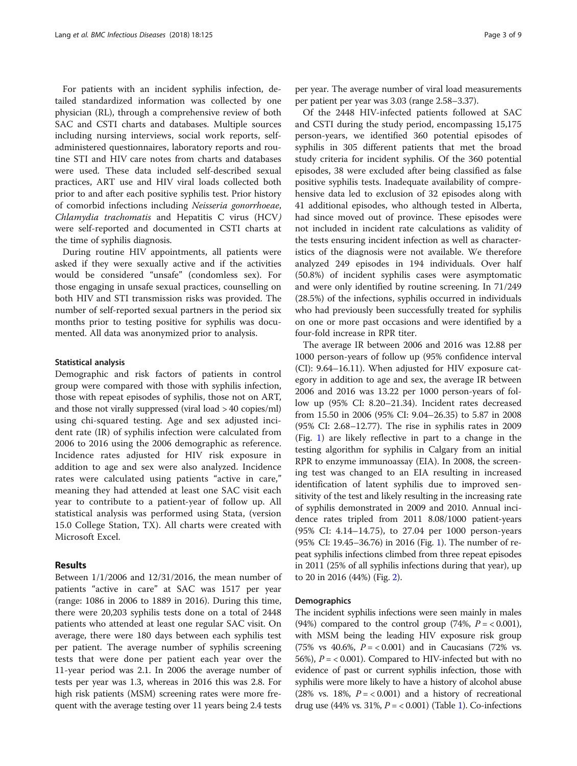For patients with an incident syphilis infection, detailed standardized information was collected by one physician (RL), through a comprehensive review of both SAC and CSTI charts and databases. Multiple sources including nursing interviews, social work reports, self-administered questionnaires, laboratory reports and routine STI and HIV care notes from charts and databases were used. These data included self-described sexual practices, ART use and HIV viral loads collected both prior to and after each positive syphilis test. Prior history of comorbid infections including *Neisseria gonorrhoeae*, *Chlamydia trachomatis* and Hepatitis C virus (HCV*)* were self-reported and documented in CSTI charts at the time of syphilis diagnosis.

During routine HIV appointments, all patients were asked if they were sexually active and if the activities would be considered "unsafe" (condomless sex). For those engaging in unsafe sexual practices, counselling on both HIV and STI transmission risks was provided. The number of self-reported sexual partners in the period six months prior to testing positive for syphilis was documented. All data was anonymized prior to analysis.

### Statistical analysis

Demographic and risk factors of patients in control group were compared with those with syphilis infection, those with repeat episodes of syphilis, those not on ART, and those not virally suppressed (viral load > 40 copies/ml) using chi-squared testing. Age and sex adjusted incident rate (IR) of syphilis infection were calculated from 2006 to 2016 using the 2006 demographic as reference. Incidence rates adjusted for HIV risk exposure in addition to age and sex were also analyzed. Incidence rates were calculated using patients "active in care," meaning they had attended at least one SAC visit each year to contribute to a patient-year of follow up. All statistical analysis was performed using Stata, (version 15.0 College Station, TX). All charts were created with Microsoft Excel.

## Results

Between 1/1/2006 and 12/31/2016, the mean number of patients "active in care" at SAC was 1517 per year (range: 1086 in 2006 to 1889 in 2016). During this time, there were 20,203 syphilis tests done on a total of 2448 patients who attended at least one regular SAC visit. On average, there were 180 days between each syphilis test per patient. The average number of syphilis screening tests that were done per patient each year over the 11-year period was 2.1. In 2006 the average number of tests per year was 1.3, whereas in 2016 this was 2.8. For high risk patients (MSM) screening rates were more frequent with the average testing over 11 years being 2.4 tests per year. The average number of viral load measurements per patient per year was 3.03 (range 2.58–3.37).

Of the 2448 HIV-infected patients followed at SAC and CSTI during the study period, encompassing 15,175 person-years, we identified 360 potential episodes of syphilis in 305 different patients that met the broad study criteria for incident syphilis. Of the 360 potential episodes, 38 were excluded after being classified as false positive syphilis tests. Inadequate availability of comprehensive data led to exclusion of 32 episodes along with 41 additional episodes, who although tested in Alberta, had since moved out of province. These episodes were not included in incident rate calculations as validity of the tests ensuring incident infection as well as characteristics of the diagnosis were not available. We therefore analyzed 249 episodes in 194 individuals. Over half (50.8%) of incident syphilis cases were asymptomatic and were only identified by routine screening. In 71/249 (28.5%) of the infections, syphilis occurred in individuals who had previously been successfully treated for syphilis on one or more past occasions and were identified by a four-fold increase in RPR titer.

The average IR between 2006 and 2016 was 12.88 per 1000 person-years of follow up (95% confidence interval (CI): 9.64–16.11). When adjusted for HIV exposure category in addition to age and sex, the average IR between 2006 and 2016 was 13.22 per 1000 person-years of follow up (95% CI: 8.20–21.34). Incident rates decreased from 15.50 in 2006 (95% CI: 9.04–26.35) to 5.87 in 2008 (95% CI: 2.68–12.77). The rise in syphilis rates in 2009 (Fig. 1) are likely reflective in part to a change in the testing algorithm for syphilis in Calgary from an initial RPR to enzyme immunoassay (EIA). In 2008, the screening test was changed to an EIA resulting in increased identification of latent syphilis due to improved sensitivity of the test and likely resulting in the increasing rate of syphilis demonstrated in 2009 and 2010. Annual incidence rates tripled from 2011 8.08/1000 patient-years (95% CI: 4.14–14.75), to 27.04 per 1000 person-years (95% CI: 19.45–36.76) in 2016 (Fig. 1). The number of repeat syphilis infections climbed from three repeat episodes in 2011 (25% of all syphilis infections during that year), up to 20 in 2016 (44%) (Fig. 2).

### Demographics

The incident syphilis infections were seen mainly in males (94%) compared to the control group (74%, $P = < 0.001$), with MSM being the leading HIV exposure risk group (75% vs 40.6%, $P = < 0.001$) and in Caucasians (72% vs. 56%), $P = < 0.001$). Compared to HIV-infected but with no evidence of past or current syphilis infection, those with syphilis were more likely to have a history of alcohol abuse (28% vs. 18%, $P = < 0.001$) and a history of recreational drug use (44% vs. 31%, $P = < 0.001$) (Table 1). Co-infections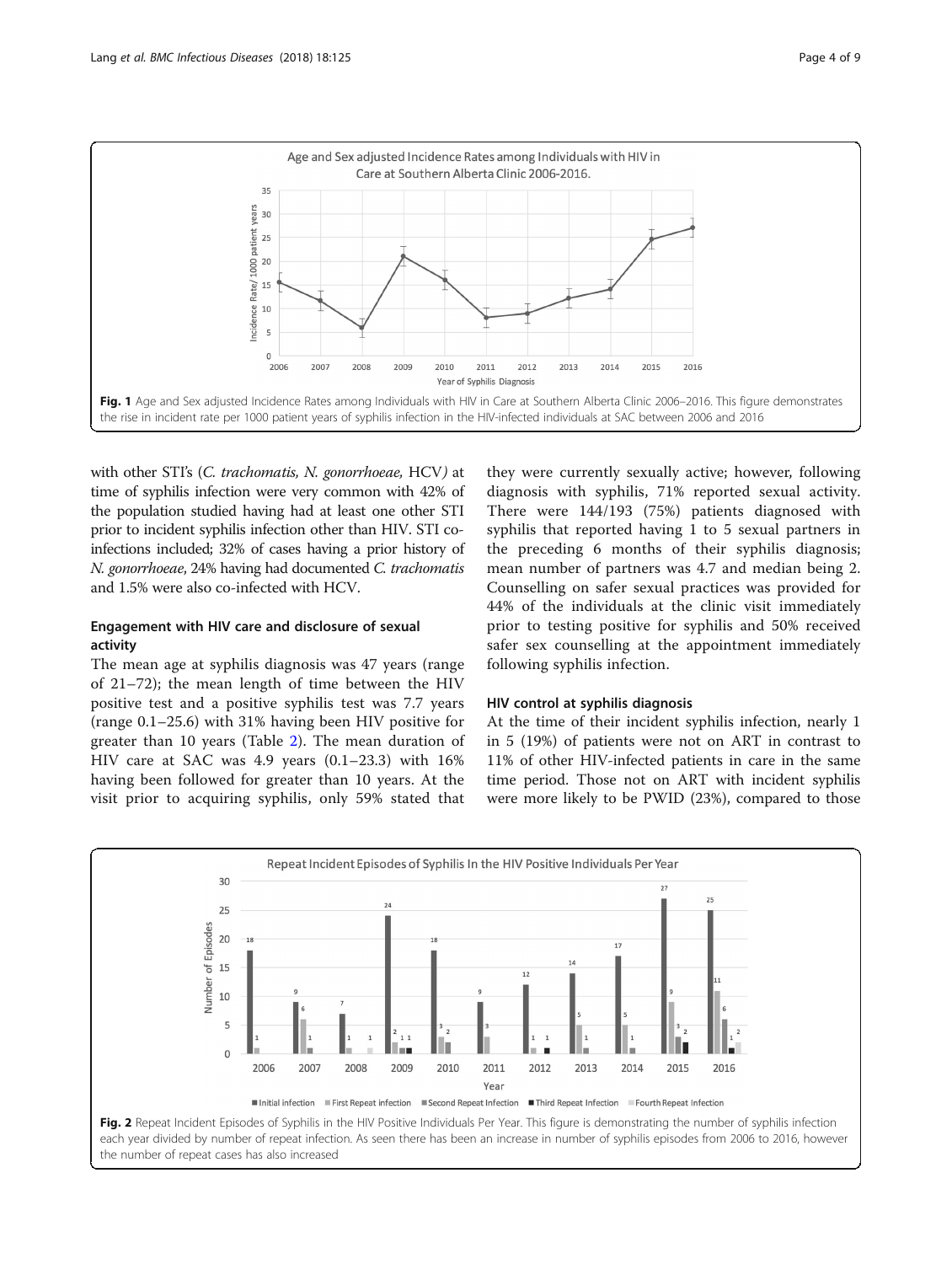Fig. 1 Age and Sex adjusted Incidence Rates among Individuals with HIV in Care at Southern Alberta Clinic 2006–2016. This figure demonstrates the rise in incident rate per 1000 patient years of syphilis infection in the HIV-infected individuals at SAC between 2006 and 2016

with other STI's (*C. trachomatis, N. gonorrhoeae,* HCV*)* at time of syphilis infection were very common with 42% of the population studied having had at least one other STI prior to incident syphilis infection other than HIV. STI co-infections included; 32% of cases having a prior history of *N. gonorrhoeae*, 24% having had documented *C. trachomatis* and 1.5% were also co-infected with HCV.

## Engagement with HIV care and disclosure of sexual activity

The mean age at syphilis diagnosis was 47 years (range of 21–72); the mean length of time between the HIV positive test and a positive syphilis test was 7.7 years (range 0.1–25.6) with 31% having been HIV positive for greater than 10 years (Table 2). The mean duration of HIV care at SAC was 4.9 years (0.1–23.3) with 16% having been followed for greater than 10 years. At the visit prior to acquiring syphilis, only 59% stated that they were currently sexually active; however, following diagnosis with syphilis, 71% reported sexual activity. There were 144/193 (75%) patients diagnosed with syphilis that reported having 1 to 5 sexual partners in the preceding 6 months of their syphilis diagnosis; mean number of partners was 4.7 and median being 2. Counselling on safer sexual practices was provided for 44% of the individuals at the clinic visit immediately prior to testing positive for syphilis and 50% received safer sex counselling at the appointment immediately following syphilis infection.

## HIV control at syphilis diagnosis

At the time of their incident syphilis infection, nearly 1 in 5 (19%) of patients were not on ART in contrast to 11% of other HIV-infected patients in care in the same time period. Those not on ART with incident syphilis were more likely to be PWID (23%), compared to those

Fig. 2 Repeat Incident Episodes of Syphilis in the HIV Positive Individuals Per Year. This figure is demonstrating the number of syphilis infection each year divided by number of repeat infection. As seen there has been an increase in number of syphilis episodes from 2006 to 2016, however the number of repeat cases has also increased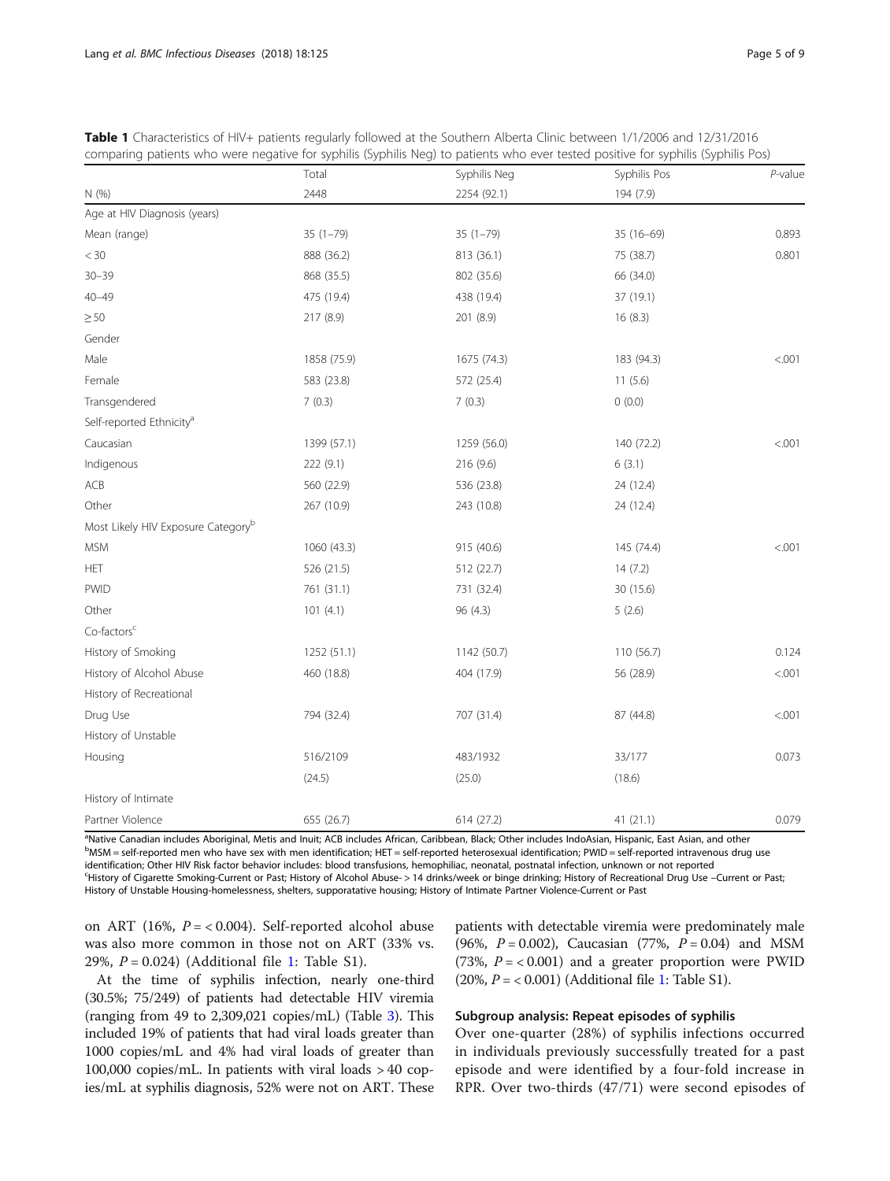**Table 1** Characteristics of HIV+ patients regularly followed at the Southern Alberta Clinic between 1/1/2006 and 12/31/2016 comparing patients who were negative for syphilis (Syphilis Neg) to patients who ever tested positive for syphilis (Syphilis Pos)

| | Total | Syphilis Neg | Syphilis Pos | *P*-value |
|---|---|---|---|---|
| N (%) | 2448 | 2254 (92.1) | 194 (7.9) | |
| Age at HIV Diagnosis (years) | | | | |
| Mean (range) | 35 (1–79) | 35 (1–79) | 35 (16–69) | 0.893 |
| < 30 | 888 (36.2) | 813 (36.1) | 75 (38.7) | 0.801 |
| 30–39 | 868 (35.5) | 802 (35.6) | 66 (34.0) | |
| 40–49 | 475 (19.4) | 438 (19.4) | 37 (19.1) | |
| ≥ 50 | 217 (8.9) | 201 (8.9) | 16 (8.3) | |
| Gender | | | | |
| Male | 1858 (75.9) | 1675 (74.3) | 183 (94.3) | <.001 |
| Female | 583 (23.8) | 572 (25.4) | 11 (5.6) | |
| Transgendered | 7 (0.3) | 7 (0.3) | 0 (0.0) | |
| Self-reported Ethnicity[a] | | | | |
| Caucasian | 1399 (57.1) | 1259 (56.0) | 140 (72.2) | <.001 |
| Indigenous | 222 (9.1) | 216 (9.6) | 6 (3.1) | |
| ACB | 560 (22.9) | 536 (23.8) | 24 (12.4) | |
| Other | 267 (10.9) | 243 (10.8) | 24 (12.4) | |
| Most Likely HIV Exposure Category[b] | | | | |
| MSM | 1060 (43.3) | 915 (40.6) | 145 (74.4) | <.001 |
| HET | 526 (21.5) | 512 (22.7) | 14 (7.2) | |
| PWID | 761 (31.1) | 731 (32.4) | 30 (15.6) | |
| Other | 101 (4.1) | 96 (4.3) | 5 (2.6) | |
| Co-factors[c] | | | | |
| History of Smoking | 1252 (51.1) | 1142 (50.7) | 110 (56.7) | 0.124 |
| History of Alcohol Abuse | 460 (18.8) | 404 (17.9) | 56 (28.9) | <.001 |
| History of Recreational Drug Use | 794 (32.4) | 707 (31.4) | 87 (44.8) | <.001 |
| History of Unstable Housing | 516/2109 (24.5) | 483/1932 (25.0) | 33/177 (18.6) | 0.073 |
| History of Intimate Partner Violence | 655 (26.7) | 614 (27.2) | 41 (21.1) | 0.079 |

[a]Native Canadian includes Aboriginal, Metis and Inuit; ACB includes African, Caribbean, Black; Other includes IndoAsian, Hispanic, East Asian, and other
[b]MSM = self-reported men who have sex with men identification; HET = self-reported heterosexual identification; PWID = self-reported intravenous drug use identification; Other HIV Risk factor behavior includes: blood transfusions, hemophiliac, neonatal, postnatal infection, unknown or not reported
[c]History of Cigarette Smoking-Current or Past; History of Alcohol Abuse- > 14 drinks/week or binge drinking; History of Recreational Drug Use –Current or Past; History of Unstable Housing-homelessness, shelters, supporatative housing; History of Intimate Partner Violence-Current or Past

on ART (16%, $P = < 0.004$). Self-reported alcohol abuse was also more common in those not on ART (33% vs. 29%, $P = 0.024$) (Additional file 1: Table S1).

At the time of syphilis infection, nearly one-third (30.5%; 75/249) of patients had detectable HIV viremia (ranging from 49 to 2,309,021 copies/mL) (Table 3). This included 19% of patients that had viral loads greater than 1000 copies/mL and 4% had viral loads of greater than 100,000 copies/mL. In patients with viral loads > 40 copies/mL at syphilis diagnosis, 52% were not on ART. These patients with detectable viremia were predominately male (96%, $P = 0.002$), Caucasian (77%, $P = 0.04$) and MSM (73%, $P = < 0.001$) and a greater proportion were PWID (20%, $P = < 0.001$) (Additional file 1: Table S1).

## Subgroup analysis: Repeat episodes of syphilis

Over one-quarter (28%) of syphilis infections occurred in individuals previously successfully treated for a past episode and were identified by a four-fold increase in RPR. Over two-thirds (47/71) were second episodes of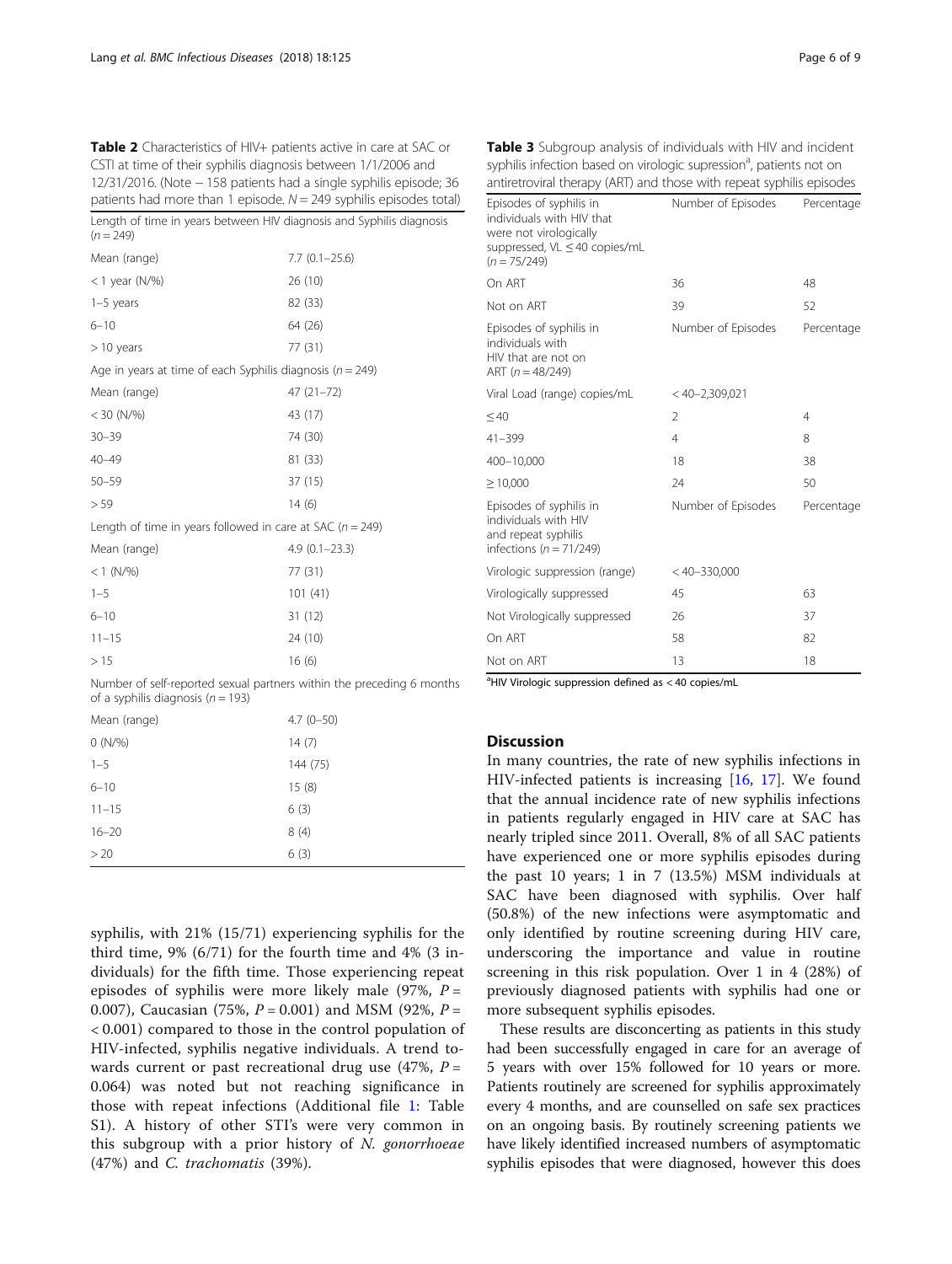**Table 2** Characteristics of HIV+ patients active in care at SAC or CSTI at time of their syphilis diagnosis between 1/1/2006 and 12/31/2016. (Note − 158 patients had a single syphilis episode; 36 patients had more than 1 episode. $N = 249$ syphilis episodes total)

| Length of time in years between HIV diagnosis and Syphilis diagnosis ($n = 249$) | |
|---|---|
| Mean (range) | 7.7 (0.1–25.6) |
| < 1 year (N/%) | 26 (10) |
| 1–5 years | 82 (33) |
| 6–10 | 64 (26) |
| > 10 years | 77 (31) |
| **Age in years at time of each Syphilis diagnosis ($n = 249$)** | |
| Mean (range) | 47 (21–72) |
| < 30 (N/%) | 43 (17) |
| 30–39 | 74 (30) |
| 40–49 | 81 (33) |
| 50–59 | 37 (15) |
| > 59 | 14 (6) |
| **Length of time in years followed in care at SAC ($n = 249$)** | |
| Mean (range) | 4.9 (0.1–23.3) |
| < 1 (N/%) | 77 (31) |
| 1–5 | 101 (41) |
| 6–10 | 31 (12) |
| 11–15 | 24 (10) |
| > 15 | 16 (6) |
| **Number of self-reported sexual partners within the preceding 6 months of a syphilis diagnosis ($n = 193$)** | |
| Mean (range) | 4.7 (0–50) |
| 0 (N/%) | 14 (7) |
| 1–5 | 144 (75) |
| 6–10 | 15 (8) |
| 11–15 | 6 (3) |
| 16–20 | 8 (4) |
| > 20 | 6 (3) |

syphilis, with 21% (15/71) experiencing syphilis for the third time, 9% (6/71) for the fourth time and 4% (3 individuals) for the fifth time. Those experiencing repeat episodes of syphilis were more likely male (97%, $P = 0.007$), Caucasian (75%, $P = 0.001$) and MSM (92%, $P < 0.001$) compared to those in the control population of HIV-infected, syphilis negative individuals. A trend towards current or past recreational drug use (47%, $P = 0.064$) was noted but not reaching significance in those with repeat infections (Additional file 1: Table S1). A history of other STI's were very common in this subgroup with a prior history of *N. gonorrhoeae* (47%) and *C. trachomatis* (39%).

**Table 3** Subgroup analysis of individuals with HIV and incident syphilis infection based on virologic supression[a], patients not on antiretroviral therapy (ART) and those with repeat syphilis episodes

| Episodes of syphilis in individuals with HIV that were not virologically suppressed, VL ≤ 40 copies/mL ($n = 75/249$) | Number of Episodes | Percentage |
|---|---|---|
| On ART | 36 | 48 |
| Not on ART | 39 | 52 |
| **Episodes of syphilis in individuals with HIV that are not on ART ($n = 48/249$)** | **Number of Episodes** | **Percentage** |
| Viral Load (range) copies/mL | < 40–2,309,021 | |
| ≤ 40 | 2 | 4 |
| 41–399 | 4 | 8 |
| 400–10,000 | 18 | 38 |
| ≥ 10,000 | 24 | 50 |
| **Episodes of syphilis in individuals with HIV and repeat syphilis infections ($n = 71/249$)** | **Number of Episodes** | **Percentage** |
| Virologic suppression (range) | < 40–330,000 | |
| Virologically suppressed | 45 | 63 |
| Not Virologically suppressed | 26 | 37 |
| On ART | 58 | 82 |
| Not on ART | 13 | 18 |

[a]HIV Virologic suppression defined as < 40 copies/mL

## Discussion

In many countries, the rate of new syphilis infections in HIV-infected patients is increasing [16, 17]. We found that the annual incidence rate of new syphilis infections in patients regularly engaged in HIV care at SAC has nearly tripled since 2011. Overall, 8% of all SAC patients have experienced one or more syphilis episodes during the past 10 years; 1 in 7 (13.5%) MSM individuals at SAC have been diagnosed with syphilis. Over half (50.8%) of the new infections were asymptomatic and only identified by routine screening during HIV care, underscoring the importance and value in routine screening in this risk population. Over 1 in 4 (28%) of previously diagnosed patients with syphilis had one or more subsequent syphilis episodes.

These results are disconcerting as patients in this study had been successfully engaged in care for an average of 5 years with over 15% followed for 10 years or more. Patients routinely are screened for syphilis approximately every 4 months, and are counselled on safe sex practices on an ongoing basis. By routinely screening patients we have likely identified increased numbers of asymptomatic syphilis episodes that were diagnosed, however this does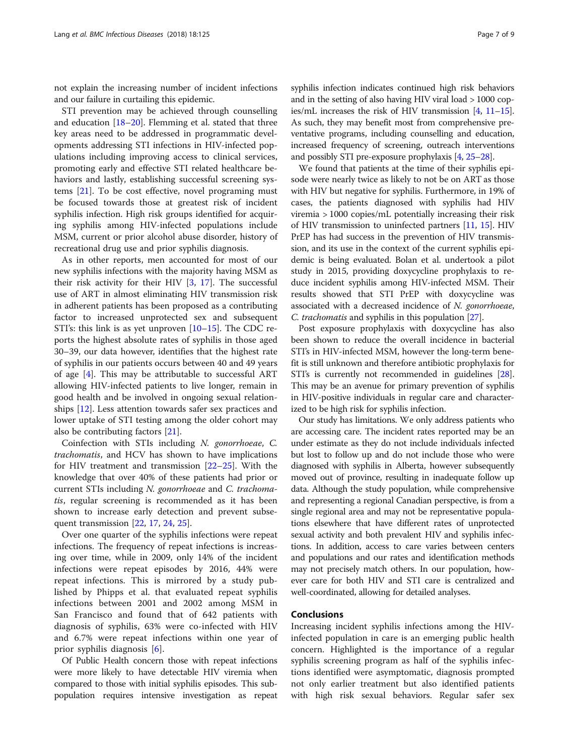not explain the increasing number of incident infections and our failure in curtailing this epidemic.

STI prevention may be achieved through counselling and education [18–20]. Flemming et al. stated that three key areas need to be addressed in programmatic developments addressing STI infections in HIV-infected populations including improving access to clinical services, promoting early and effective STI related healthcare behaviors and lastly, establishing successful screening systems [21]. To be cost effective, novel programing must be focused towards those at greatest risk of incident syphilis infection. High risk groups identified for acquiring syphilis among HIV-infected populations include MSM, current or prior alcohol abuse disorder, history of recreational drug use and prior syphilis diagnosis.

As in other reports, men accounted for most of our new syphilis infections with the majority having MSM as their risk activity for their HIV [3, 17]. The successful use of ART in almost eliminating HIV transmission risk in adherent patients has been proposed as a contributing factor to increased unprotected sex and subsequent STI's: this link is as yet unproven [10–15]. The CDC reports the highest absolute rates of syphilis in those aged 30–39, our data however, identifies that the highest rate of syphilis in our patients occurs between 40 and 49 years of age [4]. This may be attributable to successful ART allowing HIV-infected patients to live longer, remain in good health and be involved in ongoing sexual relationships [12]. Less attention towards safer sex practices and lower uptake of STI testing among the older cohort may also be contributing factors [21].

Coinfection with STIs including *N. gonorrhoeae*, *C. trachomatis*, and HCV has shown to have implications for HIV treatment and transmission [22–25]. With the knowledge that over 40% of these patients had prior or current STIs including *N. gonorrhoeae* and *C. trachomatis*, regular screening is recommended as it has been shown to increase early detection and prevent subsequent transmission [22, 17, 24, 25].

Over one quarter of the syphilis infections were repeat infections. The frequency of repeat infections is increasing over time, while in 2009, only 14% of the incident infections were repeat episodes by 2016, 44% were repeat infections. This is mirrored by a study published by Phipps et al. that evaluated repeat syphilis infections between 2001 and 2002 among MSM in San Francisco and found that of 642 patients with diagnosis of syphilis, 63% were co-infected with HIV and 6.7% were repeat infections within one year of prior syphilis diagnosis [6].

Of Public Health concern those with repeat infections were more likely to have detectable HIV viremia when compared to those with initial syphilis episodes. This subpopulation requires intensive investigation as repeat syphilis infection indicates continued high risk behaviors and in the setting of also having HIV viral load > 1000 copies/mL increases the risk of HIV transmission [4, 11–15]. As such, they may benefit most from comprehensive preventative programs, including counselling and education, increased frequency of screening, outreach interventions and possibly STI pre-exposure prophylaxis [4, 25–28].

We found that patients at the time of their syphilis episode were nearly twice as likely to not be on ART as those with HIV but negative for syphilis. Furthermore, in 19% of cases, the patients diagnosed with syphilis had HIV viremia > 1000 copies/mL potentially increasing their risk of HIV transmission to uninfected partners [11, 15]. HIV PrEP has had success in the prevention of HIV transmission, and its use in the context of the current syphilis epidemic is being evaluated. Bolan et al. undertook a pilot study in 2015, providing doxycycline prophylaxis to reduce incident syphilis among HIV-infected MSM. Their results showed that STI PrEP with doxycycline was associated with a decreased incidence of *N. gonorrhoeae*, *C. trachomatis* and syphilis in this population [27].

Post exposure prophylaxis with doxycycline has also been shown to reduce the overall incidence in bacterial STI's in HIV-infected MSM, however the long-term benefit is still unknown and therefore antibiotic prophylaxis for STI's is currently not recommended in guidelines [28]. This may be an avenue for primary prevention of syphilis in HIV-positive individuals in regular care and characterized to be high risk for syphilis infection.

Our study has limitations. We only address patients who are accessing care. The incident rates reported may be an under estimate as they do not include individuals infected but lost to follow up and do not include those who were diagnosed with syphilis in Alberta, however subsequently moved out of province, resulting in inadequate follow up data. Although the study population, while comprehensive and representing a regional Canadian perspective, is from a single regional area and may not be representative populations elsewhere that have different rates of unprotected sexual activity and both prevalent HIV and syphilis infections. In addition, access to care varies between centers and populations and our rates and identification methods may not precisely match others. In our population, however care for both HIV and STI care is centralized and well-coordinated, allowing for detailed analyses.

## Conclusions

Increasing incident syphilis infections among the HIV-infected population in care is an emerging public health concern. Highlighted is the importance of a regular syphilis screening program as half of the syphilis infections identified were asymptomatic, diagnosis prompted not only earlier treatment but also identified patients with high risk sexual behaviors. Regular safer sex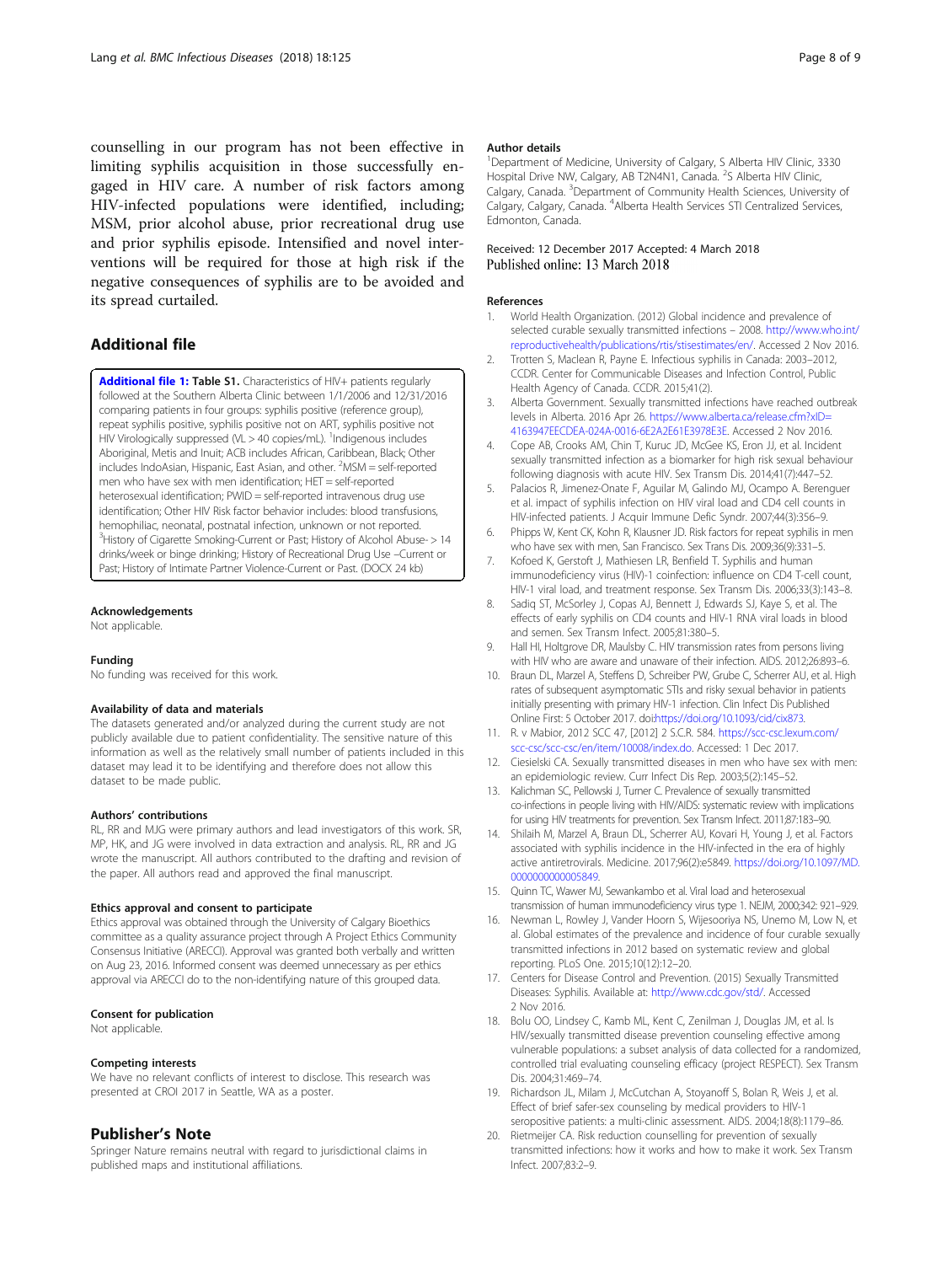counselling in our program has not been effective in limiting syphilis acquisition in those successfully engaged in HIV care. A number of risk factors among HIV-infected populations were identified, including; MSM, prior alcohol abuse, prior recreational drug use and prior syphilis episode. Intensified and novel interventions will be required for those at high risk if the negative consequences of syphilis are to be avoided and its spread curtailed.

## Additional file

**Additional file 1: Table S1.** Characteristics of HIV+ patients regularly followed at the Southern Alberta Clinic between 1/1/2006 and 12/31/2016 comparing patients in four groups: syphilis positive (reference group), repeat syphilis positive, syphilis positive not on ART, syphilis positive not HIV Virologically suppressed (VL > 40 copies/mL). [1]Indigenous includes Aboriginal, Metis and Inuit; ACB includes African, Caribbean, Black; Other includes IndoAsian, Hispanic, East Asian, and other. [2]MSM = self-reported men who have sex with men identification; HET = self-reported heterosexual identification; PWID = self-reported intravenous drug use identification; Other HIV Risk factor behavior includes: blood transfusions, hemophiliac, neonatal, postnatal infection, unknown or not reported. [3]History of Cigarette Smoking-Current or Past; History of Alcohol Abuse- > 14 drinks/week or binge drinking; History of Recreational Drug Use –Current or Past; History of Intimate Partner Violence-Current or Past. (DOCX 24 kb)

#### Acknowledgements
Not applicable.

#### Funding
No funding was received for this work.

#### Availability of data and materials
The datasets generated and/or analyzed during the current study are not publicly available due to patient confidentiality. The sensitive nature of this information as well as the relatively small number of patients included in this dataset may lead it to be identifying and therefore does not allow this dataset to be made public.

#### Authors' contributions
RL, RR and MJG were primary authors and lead investigators of this work. SR, MP, HK, and JG were involved in data extraction and analysis. RL, RR and JG wrote the manuscript. All authors contributed to the drafting and revision of the paper. All authors read and approved the final manuscript.

#### Ethics approval and consent to participate
Ethics approval was obtained through the University of Calgary Bioethics committee as a quality assurance project through A Project Ethics Community Consensus Initiative (ARECCI). Approval was granted both verbally and written on Aug 23, 2016. Informed consent was deemed unnecessary as per ethics approval via ARECCI do to the non-identifying nature of this grouped data.

#### Consent for publication
Not applicable.

#### Competing interests
We have no relevant conflicts of interest to disclose. This research was presented at CROI 2017 in Seattle, WA as a poster.

## Publisher's Note
Springer Nature remains neutral with regard to jurisdictional claims in published maps and institutional affiliations.

#### Author details
[1]Department of Medicine, University of Calgary, S Alberta HIV Clinic, 3330 Hospital Drive NW, Calgary, AB T2N4N1, Canada. [2]S Alberta HIV Clinic, Calgary, Canada. [3]Department of Community Health Sciences, University of Calgary, Calgary, Canada. [4]Alberta Health Services STI Centralized Services, Edmonton, Canada.

Received: 12 December 2017 Accepted: 4 March 2018
Published online: 13 March 2018

#### References
1. World Health Organization. (2012) Global incidence and prevalence of selected curable sexually transmitted infections – 2008. http://www.who.int/reproductivehealth/publications/rtis/stisestimates/en/. Accessed 2 Nov 2016.
2. Trotten S, Maclean R, Payne E. Infectious syphilis in Canada: 2003–2012, CCDR. Center for Communicable Diseases and Infection Control, Public Health Agency of Canada. CCDR. 2015;41(2).
3. Alberta Government. Sexually transmitted infections have reached outbreak levels in Alberta. 2016 Apr 26. https://www.alberta.ca/release.cfm?xID=4163947EECDEA-024A-0016-6E2A2E61E3978E3E. Accessed 2 Nov 2016.
4. Cope AB, Crooks AM, Chin T, Kuruc JD, McGee KS, Eron JJ, et al. Incident sexually transmitted infection as a biomarker for high risk sexual behaviour following diagnosis with acute HIV. Sex Transm Dis. 2014;41(7):447–52.
5. Palacios R, Jimenez-Onate F, Aguilar M, Galindo MJ, Ocampo A. Berenguer et al. impact of syphilis infection on HIV viral load and CD4 cell counts in HIV-infected patients. J Acquir Immune Defic Syndr. 2007;44(3):356–9.
6. Phipps W, Kent CK, Kohn R, Klausner JD. Risk factors for repeat syphilis in men who have sex with men, San Francisco. Sex Trans Dis. 2009;36(9):331–5.
7. Kofoed K, Gerstoft J, Mathiesen LR, Benfield T. Syphilis and human immunodeficiency virus (HIV)-1 coinfection: influence on CD4 T-cell count, HIV-1 viral load, and treatment response. Sex Transm Dis. 2006;33(3):143–8.
8. Sadiq ST, McSorley J, Copas AJ, Bennett J, Edwards SJ, Kaye S, et al. The effects of early syphilis on CD4 counts and HIV-1 RNA viral loads in blood and semen. Sex Transm Infect. 2005;81:380–5.
9. Hall HI, Holtgrove DR, Maulsby C. HIV transmission rates from persons living with HIV who are aware and unaware of their infection. AIDS. 2012;26:893–6.
10. Braun DL, Marzel A, Steffens D, Schreiber PW, Grube C, Scherrer AU, et al. High rates of subsequent asymptomatic STIs and risky sexual behavior in patients initially presenting with primary HIV-1 infection. Clin Infect Dis Published Online First: 5 October 2017. doi:https://doi.org/10.1093/cid/cix873.
11. R. v Mabior, 2012 SCC 47, [2012] 2 S.C.R. 584. https://scc-csc.lexum.com/scc-csc/scc-csc/en/item/10008/index.do. Accessed: 1 Dec 2017.
12. Ciesielski CA. Sexually transmitted diseases in men who have sex with men: an epidemiologic review. Curr Infect Dis Rep. 2003;5(2):145–52.
13. Kalichman SC, Pellowski J, Turner C. Prevalence of sexually transmitted co-infections in people living with HIV/AIDS: systematic review with implications for using HIV treatments for prevention. Sex Transm Infect. 2011;87:183–90.
14. Shilaih M, Marzel A, Braun DL, Scherrer AU, Kovari H, Young J, et al. Factors associated with syphilis incidence in the HIV-infected in the era of highly active antiretrovirals. Medicine. 2017;96(2):e5849. https://doi.org/10.1097/MD.0000000000005849.
15. Quinn TC, Wawer MJ, Sewankambo et al. Viral load and heterosexual transmission of human immunodeficiency virus type 1. NEJM, 2000;342: 921–929.
16. Newman L, Rowley J, Vander Hoorn S, Wijesooriya NS, Unemo M, Low N, et al. Global estimates of the prevalence and incidence of four curable sexually transmitted infections in 2012 based on systematic review and global reporting. PLoS One. 2015;10(12):12–20.
17. Centers for Disease Control and Prevention. (2015) Sexually Transmitted Diseases: Syphilis. Available at: http://www.cdc.gov/std/. Accessed 2 Nov 2016.
18. Bolu OO, Lindsey C, Kamb ML, Kent C, Zenilman J, Douglas JM, et al. Is HIV/sexually transmitted disease prevention counseling effective among vulnerable populations: a subset analysis of data collected for a randomized, controlled trial evaluating counseling efficacy (project RESPECT). Sex Transm Dis. 2004;31:469–74.
19. Richardson JL, Milam J, McCutchan A, Stoyanoff S, Bolan R, Weis J, et al. Effect of brief safer-sex counseling by medical providers to HIV-1 seropositive patients: a multi-clinic assessment. AIDS. 2004;18(8):1179–86.
20. Rietmeijer CA. Risk reduction counselling for prevention of sexually transmitted infections: how it works and how to make it work. Sex Transm Infect. 2007;83:2–9.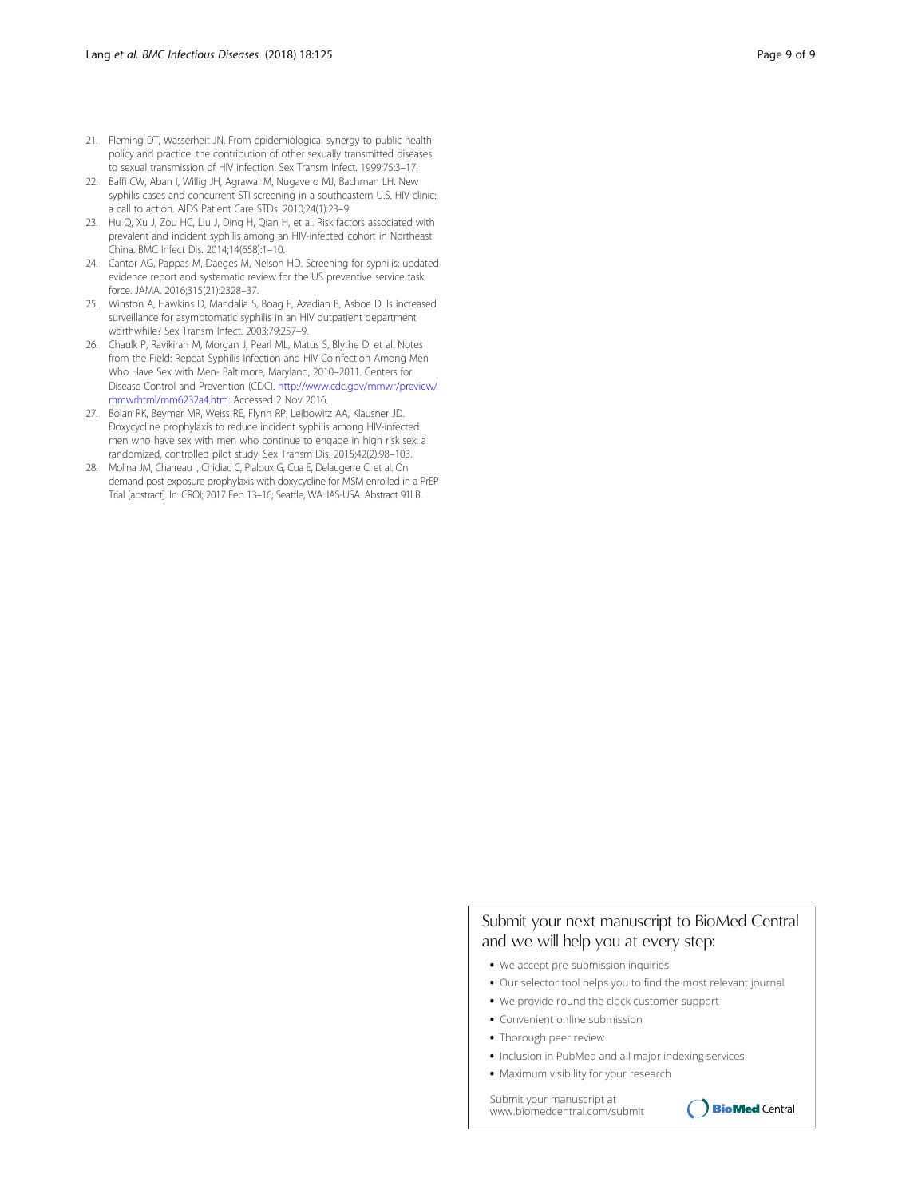21. Fleming DT, Wasserheit JN. From epidemiological synergy to public health policy and practice: the contribution of other sexually transmitted diseases to sexual transmission of HIV infection. Sex Transm Infect. 1999;75:3–17.
22. Baffi CW, Aban I, Willig JH, Agrawal M, Nugavero MJ, Bachman LH. New syphilis cases and concurrent STI screening in a southeastern U.S. HIV clinic: a call to action. AIDS Patient Care STDs. 2010;24(1):23–9.
23. Hu Q, Xu J, Zou HC, Liu J, Ding H, Qian H, et al. Risk factors associated with prevalent and incident syphilis among an HIV-infected cohort in Northeast China. BMC Infect Dis. 2014;14(658):1–10.
24. Cantor AG, Pappas M, Daeges M, Nelson HD. Screening for syphilis: updated evidence report and systematic review for the US preventive service task force. JAMA. 2016;315(21):2328–37.
25. Winston A, Hawkins D, Mandalia S, Boag F, Azadian B, Asboe D. Is increased surveillance for asymptomatic syphilis in an HIV outpatient department worthwhile? Sex Transm Infect. 2003;79:257–9.
26. Chaulk P, Ravikiran M, Morgan J, Pearl ML, Matus S, Blythe D, et al. Notes from the Field: Repeat Syphilis Infection and HIV Coinfection Among Men Who Have Sex with Men- Baltimore, Maryland, 2010–2011. Centers for Disease Control and Prevention (CDC). http://www.cdc.gov/mmwr/preview/mmwrhtml/mm6232a4.htm. Accessed 2 Nov 2016.
27. Bolan RK, Beymer MR, Weiss RE, Flynn RP, Leibowitz AA, Klausner JD. Doxycycline prophylaxis to reduce incident syphilis among HIV-infected men who have sex with men who continue to engage in high risk sex: a randomized, controlled pilot study. Sex Transm Dis. 2015;42(2):98–103.
28. Molina JM, Charreau I, Chidiac C, Pialoux G, Cua E, Delaugerre C, et al. On demand post exposure prophylaxis with doxycycline for MSM enrolled in a PrEP Trial [abstract]. In: CROI; 2017 Feb 13–16; Seattle, WA. IAS-USA. Abstract 91LB.

Submit your next manuscript to BioMed Central and we will help you at every step:

- We accept pre-submission inquiries
- Our selector tool helps you to find the most relevant journal
- We provide round the clock customer support
- Convenient online submission
- Thorough peer review
- Inclusion in PubMed and all major indexing services
- Maximum visibility for your research

Submit your manuscript at www.biomedcentral.com/submit

BioMed Central